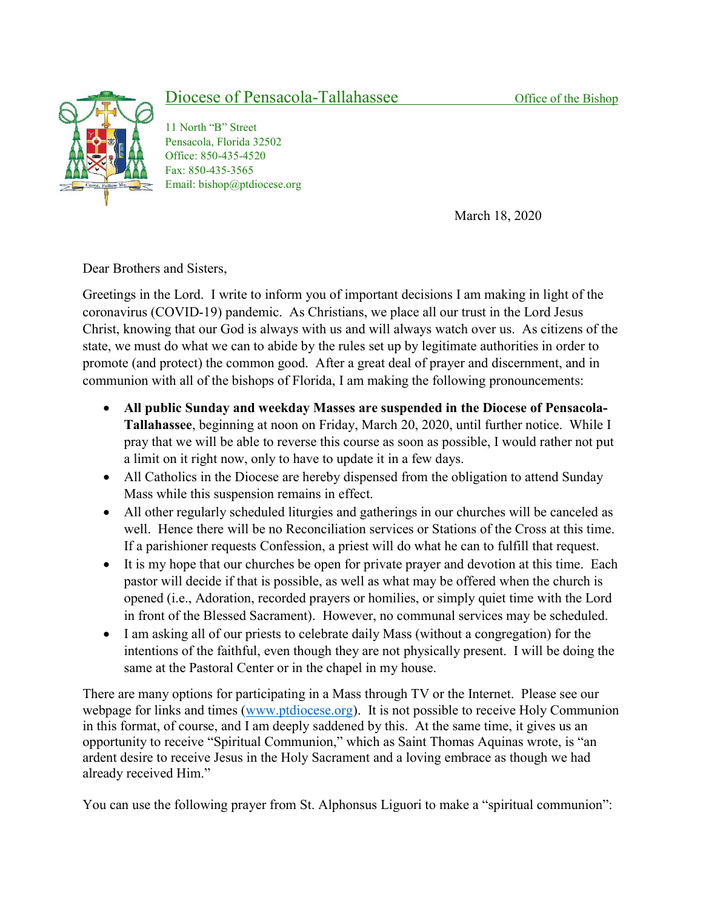# Diocese of Pensacola-Tallahassee

Office of the Bishop

11 North "B" Street
Pensacola, Florida 32502
Office: 850-435-4520
Fax: 850-435-3565
Email: bishop@ptdiocese.org

March 18, 2020

Dear Brothers and Sisters,

Greetings in the Lord. I write to inform you of important decisions I am making in light of the coronavirus (COVID-19) pandemic. As Christians, we place all our trust in the Lord Jesus Christ, knowing that our God is always with us and will always watch over us. As citizens of the state, we must do what we can to abide by the rules set up by legitimate authorities in order to promote (and protect) the common good. After a great deal of prayer and discernment, and in communion with all of the bishops of Florida, I am making the following pronouncements:

- **All public Sunday and weekday Masses are suspended in the Diocese of Pensacola-Tallahassee**, beginning at noon on Friday, March 20, 2020, until further notice. While I pray that we will be able to reverse this course as soon as possible, I would rather not put a limit on it right now, only to have to update it in a few days.
- All Catholics in the Diocese are hereby dispensed from the obligation to attend Sunday Mass while this suspension remains in effect.
- All other regularly scheduled liturgies and gatherings in our churches will be canceled as well. Hence there will be no Reconciliation services or Stations of the Cross at this time. If a parishioner requests Confession, a priest will do what he can to fulfill that request.
- It is my hope that our churches be open for private prayer and devotion at this time. Each pastor will decide if that is possible, as well as what may be offered when the church is opened (i.e., Adoration, recorded prayers or homilies, or simply quiet time with the Lord in front of the Blessed Sacrament). However, no communal services may be scheduled.
- I am asking all of our priests to celebrate daily Mass (without a congregation) for the intentions of the faithful, even though they are not physically present. I will be doing the same at the Pastoral Center or in the chapel in my house.

There are many options for participating in a Mass through TV or the Internet. Please see our webpage for links and times (www.ptdiocese.org). It is not possible to receive Holy Communion in this format, of course, and I am deeply saddened by this. At the same time, it gives us an opportunity to receive "Spiritual Communion," which as Saint Thomas Aquinas wrote, is "an ardent desire to receive Jesus in the Holy Sacrament and a loving embrace as though we had already received Him."

You can use the following prayer from St. Alphonsus Liguori to make a "spiritual communion":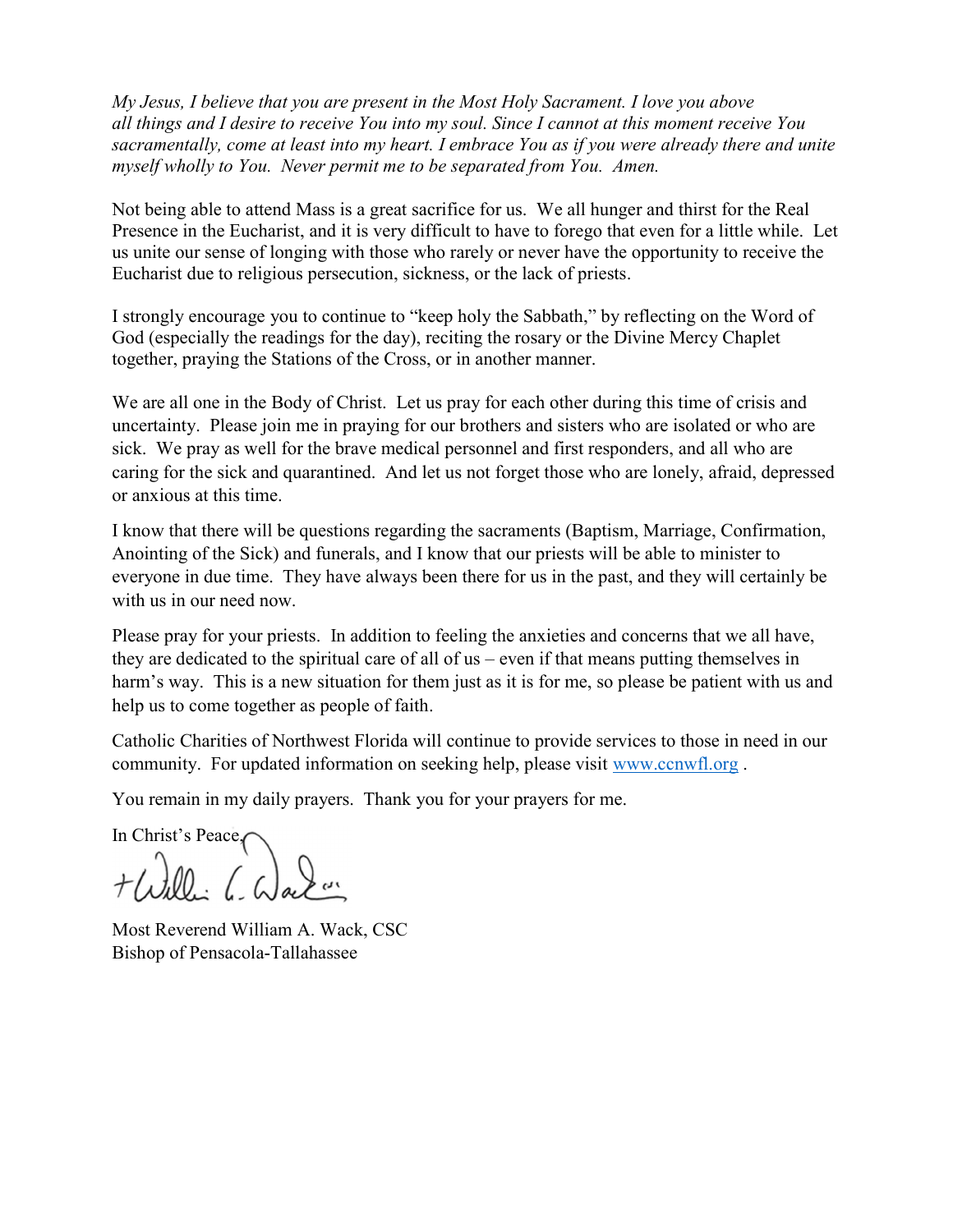*My Jesus, I believe that you are present in the Most Holy Sacrament. I love you above all things and I desire to receive You into my soul. Since I cannot at this moment receive You sacramentally, come at least into my heart. I embrace You as if you were already there and unite myself wholly to You. Never permit me to be separated from You. Amen.*

Not being able to attend Mass is a great sacrifice for us. We all hunger and thirst for the Real Presence in the Eucharist, and it is very difficult to have to forego that even for a little while. Let us unite our sense of longing with those who rarely or never have the opportunity to receive the Eucharist due to religious persecution, sickness, or the lack of priests.

I strongly encourage you to continue to "keep holy the Sabbath," by reflecting on the Word of God (especially the readings for the day), reciting the rosary or the Divine Mercy Chaplet together, praying the Stations of the Cross, or in another manner.

We are all one in the Body of Christ. Let us pray for each other during this time of crisis and uncertainty. Please join me in praying for our brothers and sisters who are isolated or who are sick. We pray as well for the brave medical personnel and first responders, and all who are caring for the sick and quarantined. And let us not forget those who are lonely, afraid, depressed or anxious at this time.

I know that there will be questions regarding the sacraments (Baptism, Marriage, Confirmation, Anointing of the Sick) and funerals, and I know that our priests will be able to minister to everyone in due time. They have always been there for us in the past, and they will certainly be with us in our need now.

Please pray for your priests. In addition to feeling the anxieties and concerns that we all have, they are dedicated to the spiritual care of all of us – even if that means putting themselves in harm's way. This is a new situation for them just as it is for me, so please be patient with us and help us to come together as people of faith.

Catholic Charities of Northwest Florida will continue to provide services to those in need in our community. For updated information on seeking help, please visit www.ccnwfl.org .

You remain in my daily prayers. Thank you for your prayers for me.

In Christ's Peace,

+William A. Wack

Most Reverend William A. Wack, CSC
Bishop of Pensacola-Tallahassee